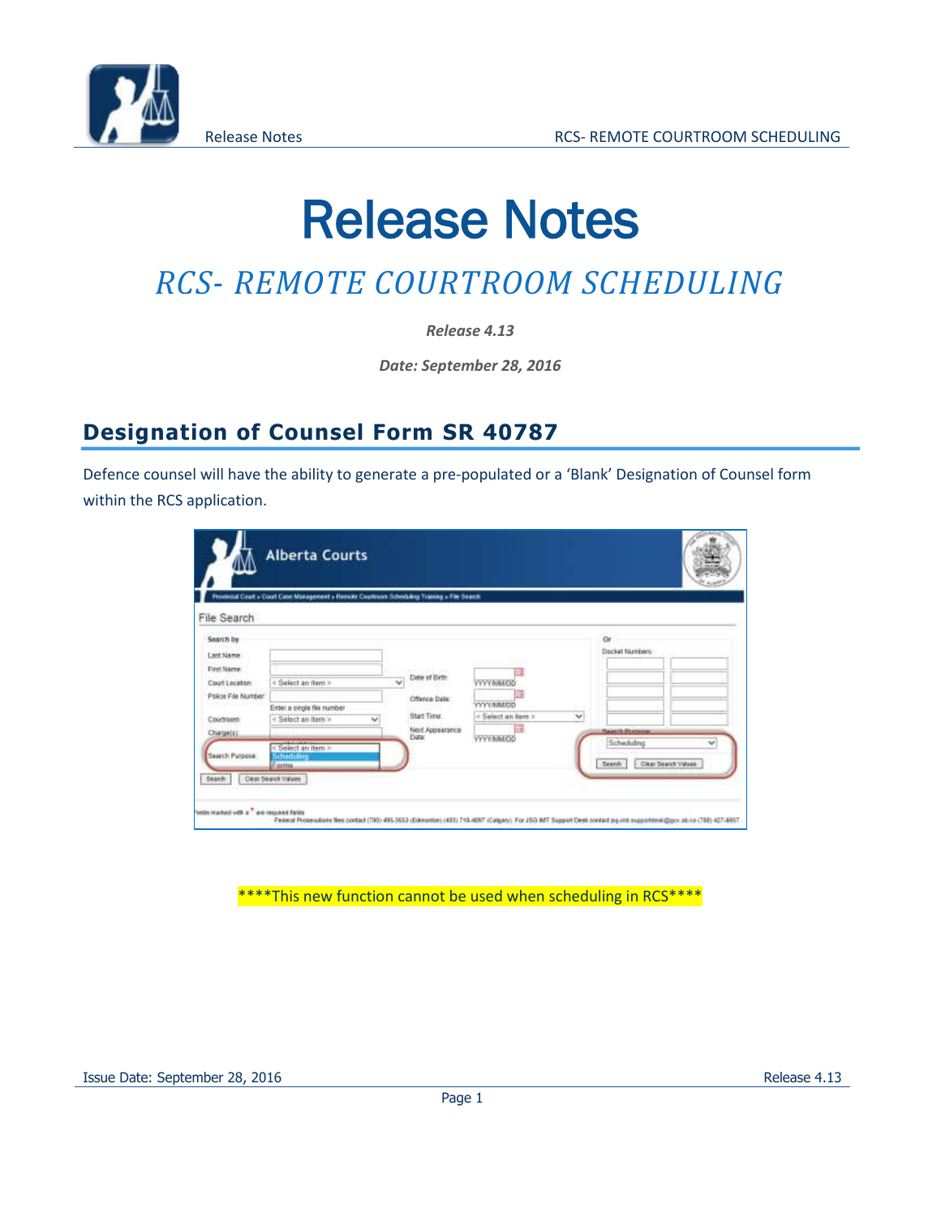# Release Notes

## *RCS- REMOTE COURTROOM SCHEDULING*

***Release 4.13***

***Date: September 28, 2016***

## Designation of Counsel Form SR 40787

Defence counsel will have the ability to generate a pre-populated or a 'Blank' Designation of Counsel form within the RCS application.

\*\*\*\*This new function cannot be used when scheduling in RCS\*\*\*\*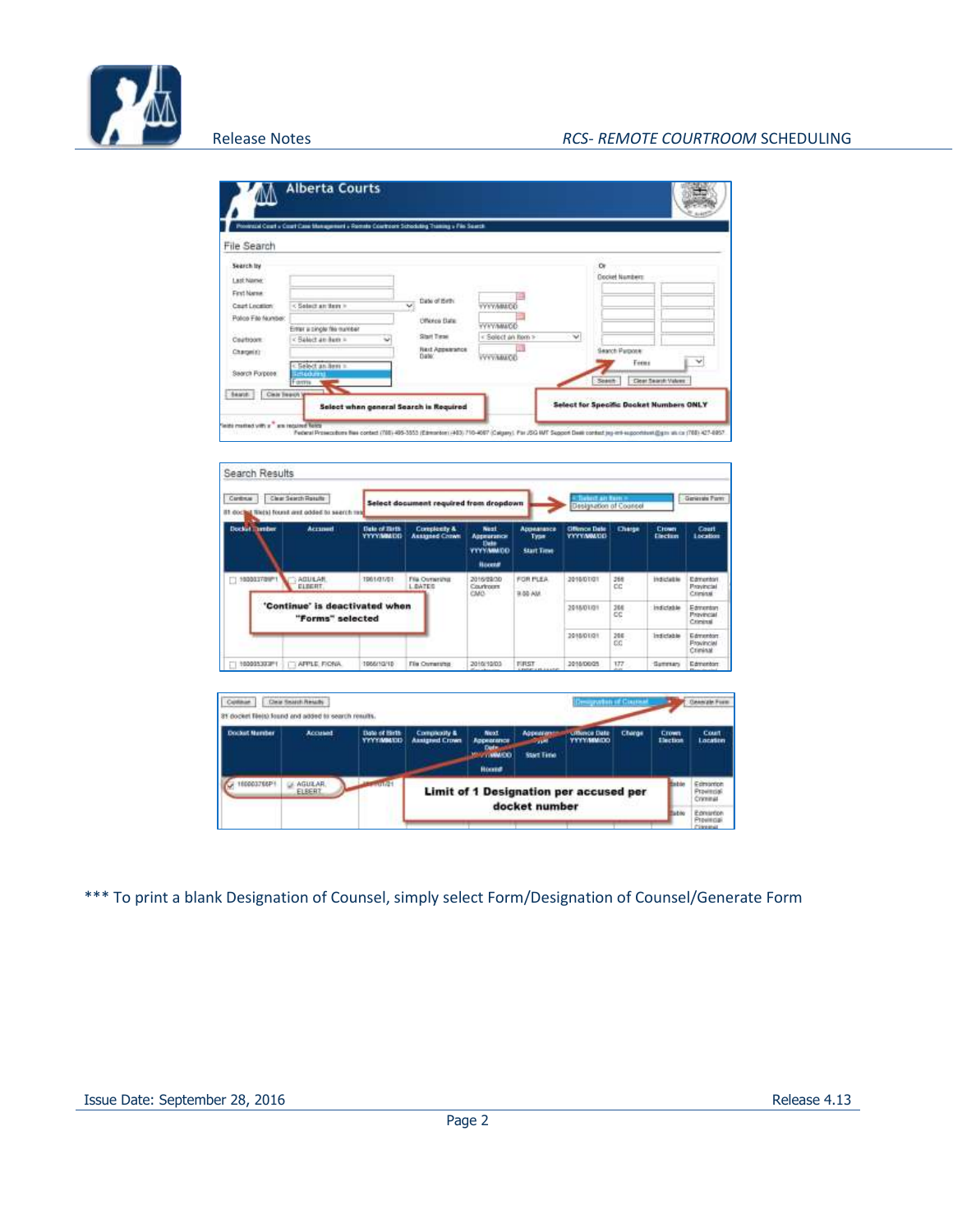*** To print a blank Designation of Counsel, simply select Form/Designation of Counsel/Generate Form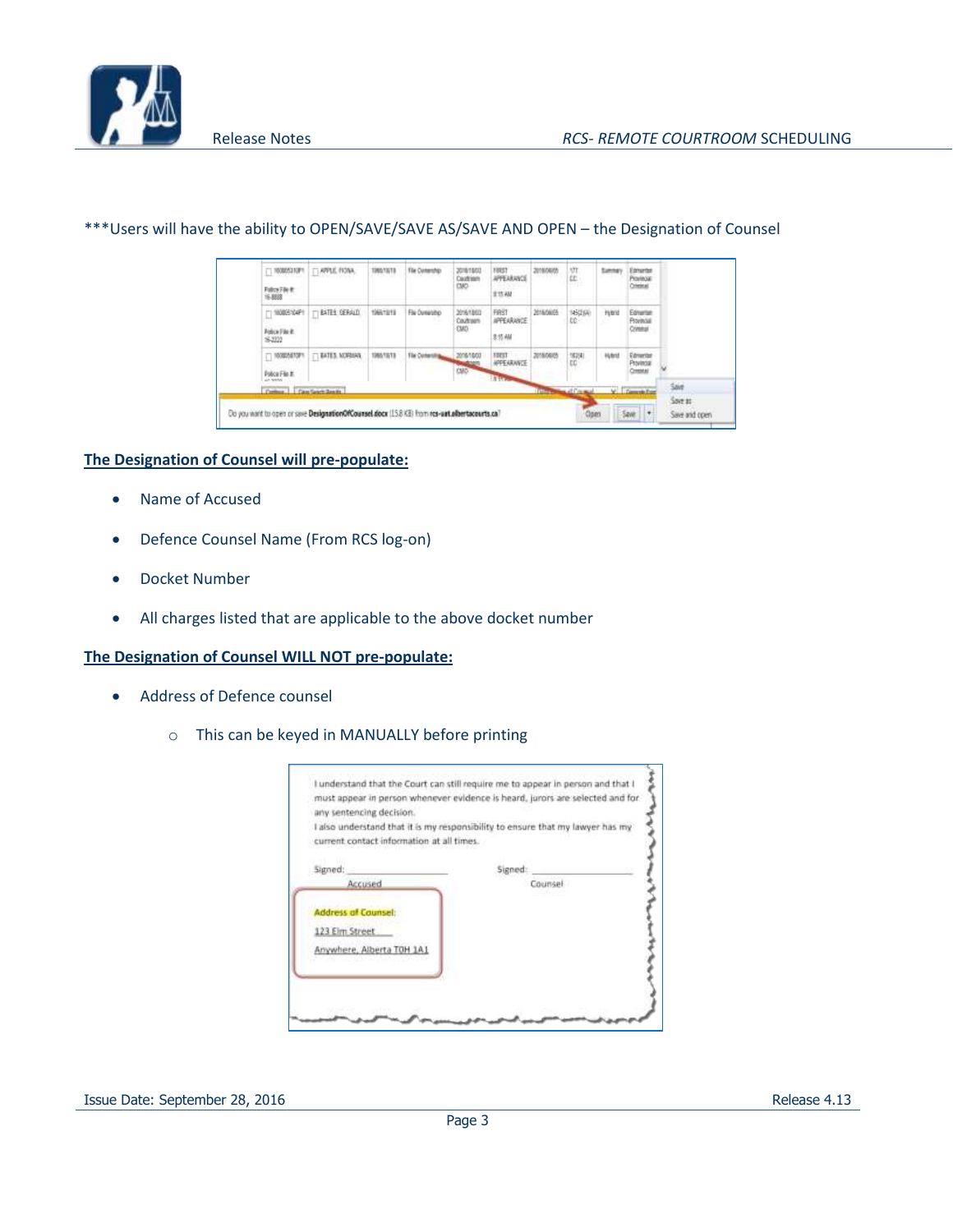***Users will have the ability to OPEN/SAVE/SAVE AS/SAVE AND OPEN – the Designation of Counsel

**The Designation of Counsel will pre-populate:**

- Name of Accused
- Defence Counsel Name (From RCS log-on)
- Docket Number
- All charges listed that are applicable to the above docket number

**The Designation of Counsel WILL NOT pre-populate:**

- Address of Defence counsel
    - This can be keyed in MANUALLY before printing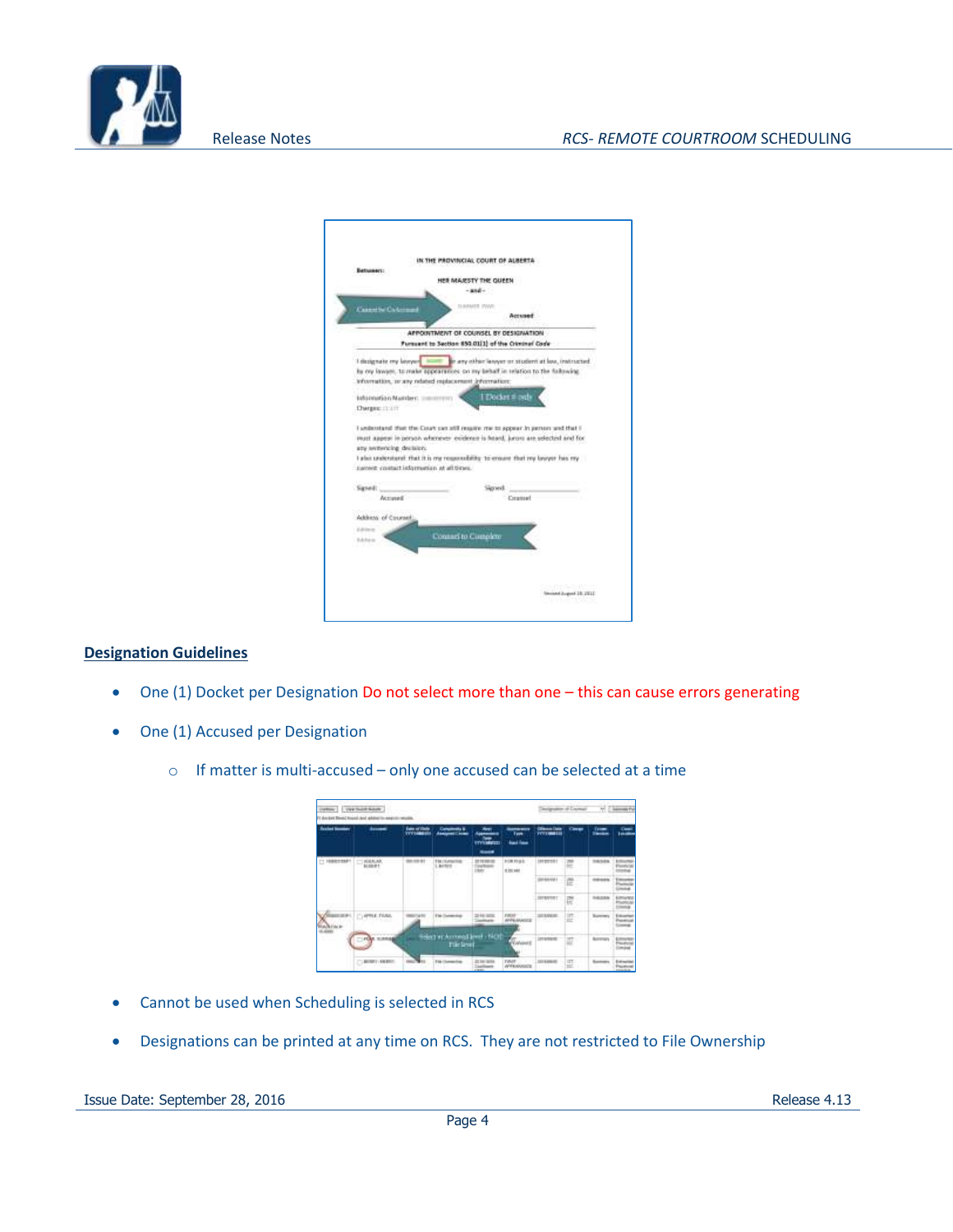## Designation Guidelines

- One (1) Docket per Designation Do not select more than one – this can cause errors generating
- One (1) Accused per Designation
  - If matter is multi-accused – only one accused can be selected at a time
- Cannot be used when Scheduling is selected in RCS
- Designations can be printed at any time on RCS. They are not restricted to File Ownership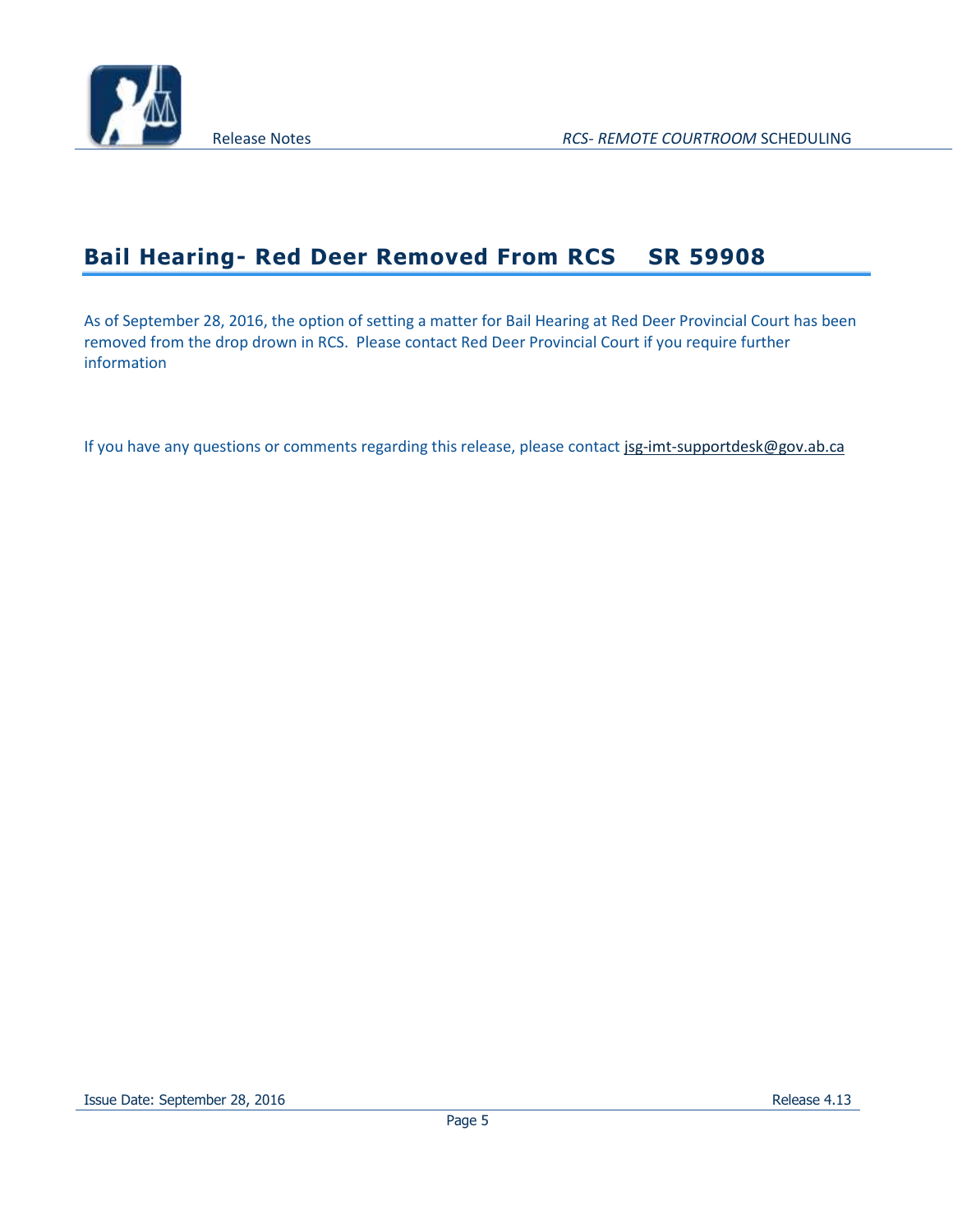## Bail Hearing- Red Deer Removed From RCS SR 59908

As of September 28, 2016, the option of setting a matter for Bail Hearing at Red Deer Provincial Court has been removed from the drop drown in RCS. Please contact Red Deer Provincial Court if you require further information

If you have any questions or comments regarding this release, please contact jsg-imt-supportdesk@gov.ab.ca